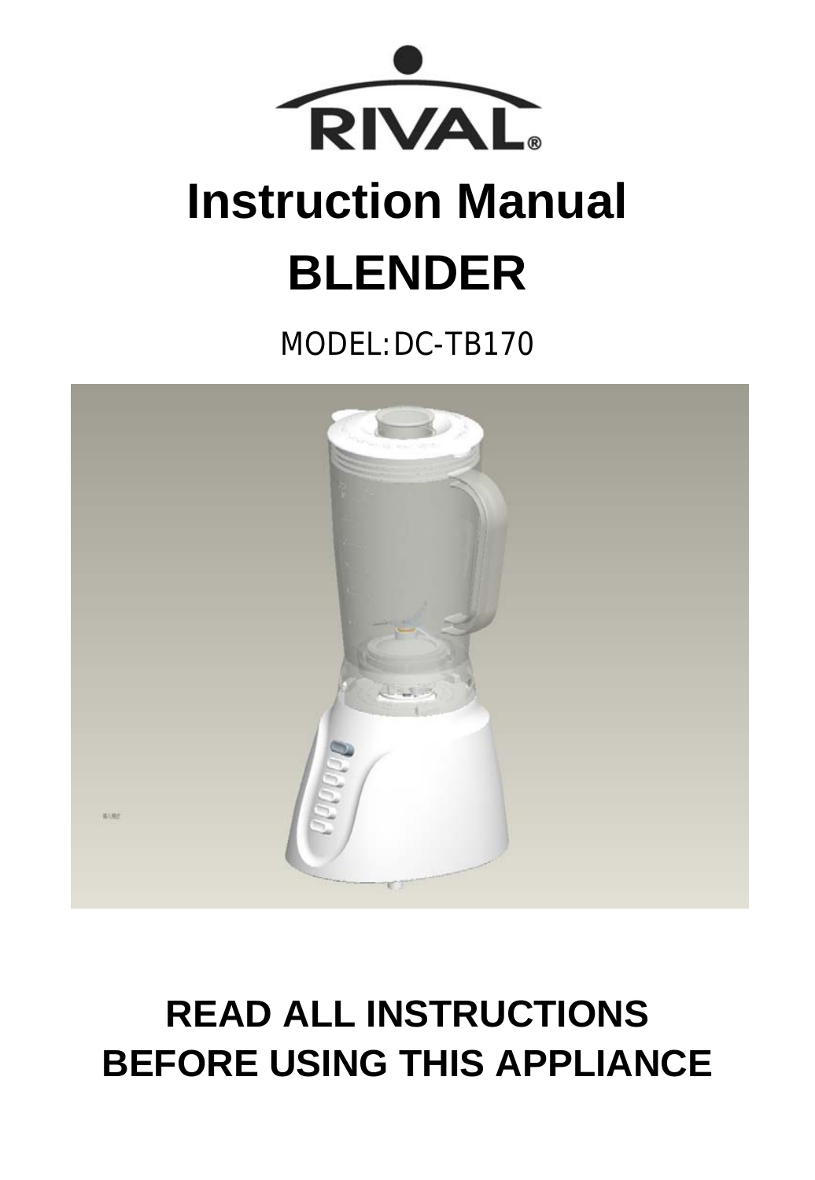RIVAL®

# Instruction Manual

# BLENDER

MODEL:DC-TB170

## READ ALL INSTRUCTIONS BEFORE USING THIS APPLIANCE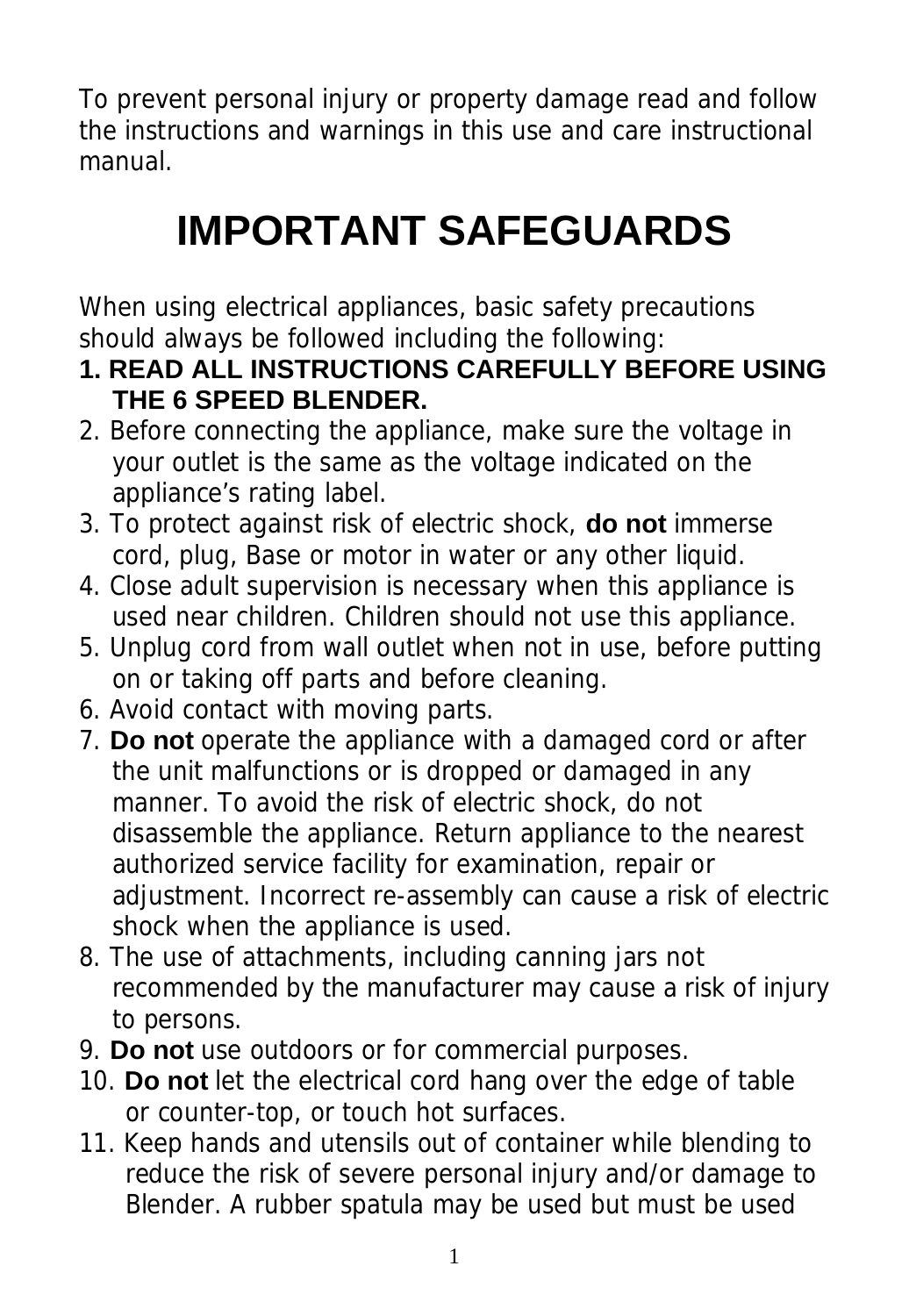To prevent personal injury or property damage read and follow the instructions and warnings in this use and care instructional manual.

# IMPORTANT SAFEGUARDS

When using electrical appliances, basic safety precautions should always be followed including the following:

1. **READ ALL INSTRUCTIONS CAREFULLY BEFORE USING THE 6 SPEED BLENDER.**
2. Before connecting the appliance, make sure the voltage in your outlet is the same as the voltage indicated on the appliance's rating label.
3. To protect against risk of electric shock, **do not** immerse cord, plug, Base or motor in water or any other liquid.
4. Close adult supervision is necessary when this appliance is used near children. Children should not use this appliance.
5. Unplug cord from wall outlet when not in use, before putting on or taking off parts and before cleaning.
6. Avoid contact with moving parts.
7. **Do not** operate the appliance with a damaged cord or after the unit malfunctions or is dropped or damaged in any manner. To avoid the risk of electric shock, do not disassemble the appliance. Return appliance to the nearest authorized service facility for examination, repair or adjustment. Incorrect re-assembly can cause a risk of electric shock when the appliance is used.
8. The use of attachments, including canning jars not recommended by the manufacturer may cause a risk of injury to persons.
9. **Do not** use outdoors or for commercial purposes.
10. **Do not** let the electrical cord hang over the edge of table or counter-top, or touch hot surfaces.
11. Keep hands and utensils out of container while blending to reduce the risk of severe personal injury and/or damage to Blender. A rubber spatula may be used but must be used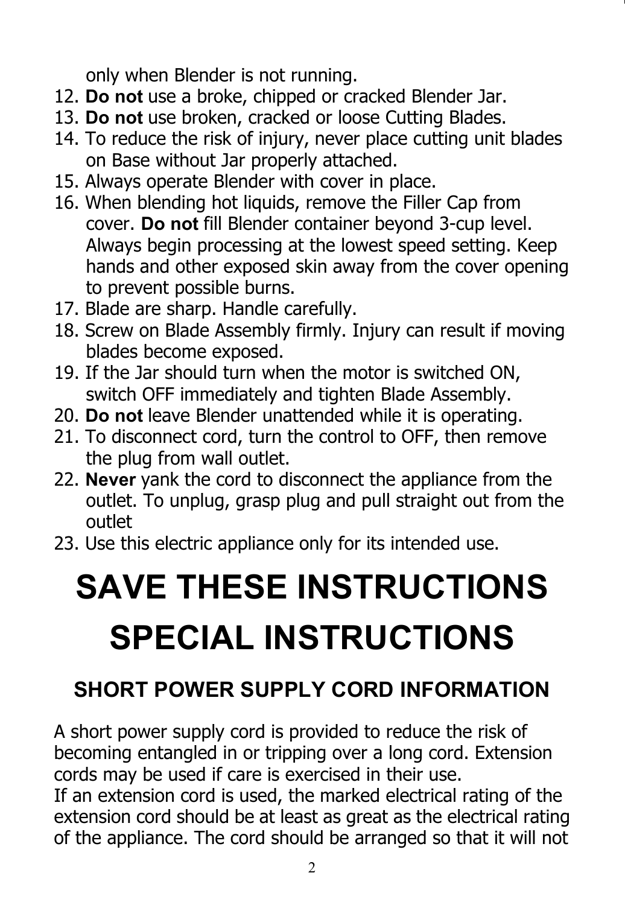only when Blender is not running.

12. **Do not** use a broke, chipped or cracked Blender Jar.
13. **Do not** use broken, cracked or loose Cutting Blades.
14. To reduce the risk of injury, never place cutting unit blades on Base without Jar properly attached.
15. Always operate Blender with cover in place.
16. When blending hot liquids, remove the Filler Cap from cover. **Do not** fill Blender container beyond 3-cup level. Always begin processing at the lowest speed setting. Keep hands and other exposed skin away from the cover opening to prevent possible burns.
17. Blade are sharp. Handle carefully.
18. Screw on Blade Assembly firmly. Injury can result if moving blades become exposed.
19. If the Jar should turn when the motor is switched ON, switch OFF immediately and tighten Blade Assembly.
20. **Do not** leave Blender unattended while it is operating.
21. To disconnect cord, turn the control to OFF, then remove the plug from wall outlet.
22. **Never** yank the cord to disconnect the appliance from the outlet. To unplug, grasp plug and pull straight out from the outlet
23. Use this electric appliance only for its intended use.

# SAVE THESE INSTRUCTIONS

# SPECIAL INSTRUCTIONS

## SHORT POWER SUPPLY CORD INFORMATION

A short power supply cord is provided to reduce the risk of becoming entangled in or tripping over a long cord. Extension cords may be used if care is exercised in their use.
If an extension cord is used, the marked electrical rating of the extension cord should be at least as great as the electrical rating of the appliance. The cord should be arranged so that it will not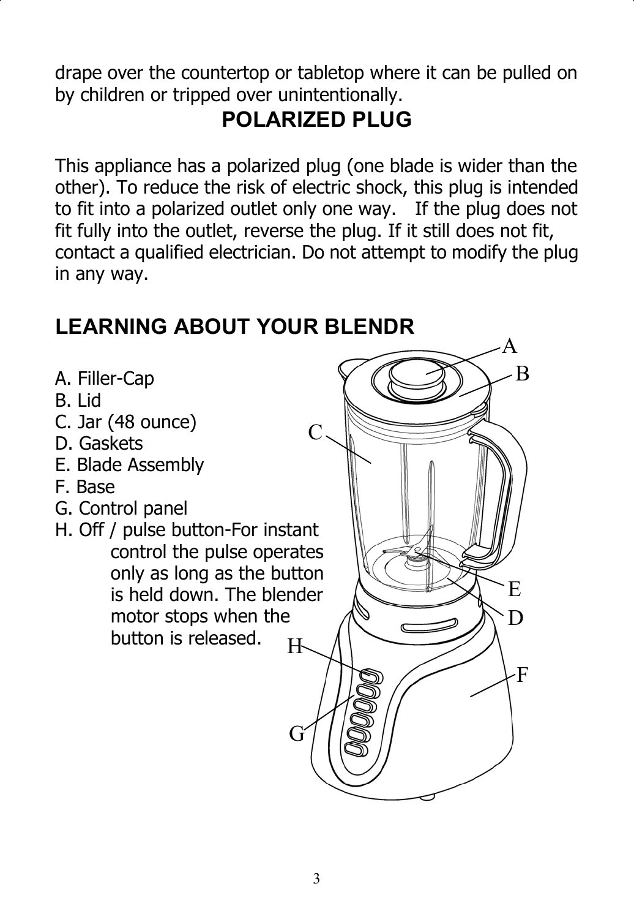drape over the countertop or tabletop where it can be pulled on by children or tripped over unintentionally.

## POLARIZED PLUG

This appliance has a polarized plug (one blade is wider than the other). To reduce the risk of electric shock, this plug is intended to fit into a polarized outlet only one way. If the plug does not fit fully into the outlet, reverse the plug. If it still does not fit, contact a qualified electrician. Do not attempt to modify the plug in any way.

## LEARNING ABOUT YOUR BLENDR

A. Filler-Cap
B. Lid
C. Jar (48 ounce)
D. Gaskets
E. Blade Assembly
F. Base
G. Control panel
H. Off / pulse button-For instant control the pulse operates only as long as the button is held down. The blender motor stops when the button is released.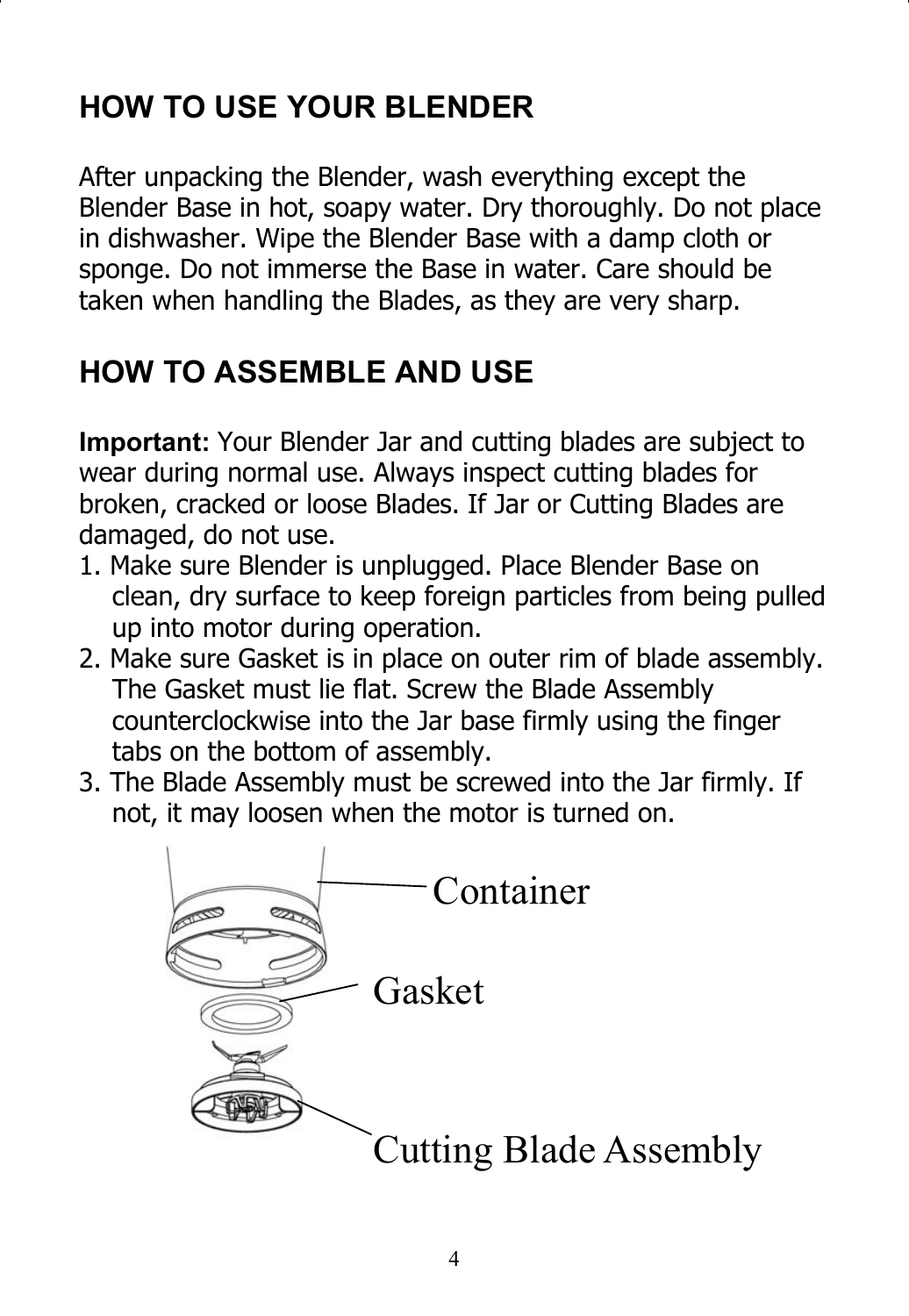## HOW TO USE YOUR BLENDER

After unpacking the Blender, wash everything except the Blender Base in hot, soapy water. Dry thoroughly. Do not place in dishwasher. Wipe the Blender Base with a damp cloth or sponge. Do not immerse the Base in water. Care should be taken when handling the Blades, as they are very sharp.

## HOW TO ASSEMBLE AND USE

**Important:** Your Blender Jar and cutting blades are subject to wear during normal use. Always inspect cutting blades for broken, cracked or loose Blades. If Jar or Cutting Blades are damaged, do not use.

1. Make sure Blender is unplugged. Place Blender Base on clean, dry surface to keep foreign particles from being pulled up into motor during operation.
2. Make sure Gasket is in place on outer rim of blade assembly. The Gasket must lie flat. Screw the Blade Assembly counterclockwise into the Jar base firmly using the finger tabs on the bottom of assembly.
3. The Blade Assembly must be screwed into the Jar firmly. If not, it may loosen when the motor is turned on.

Container

Gasket

Cutting Blade Assembly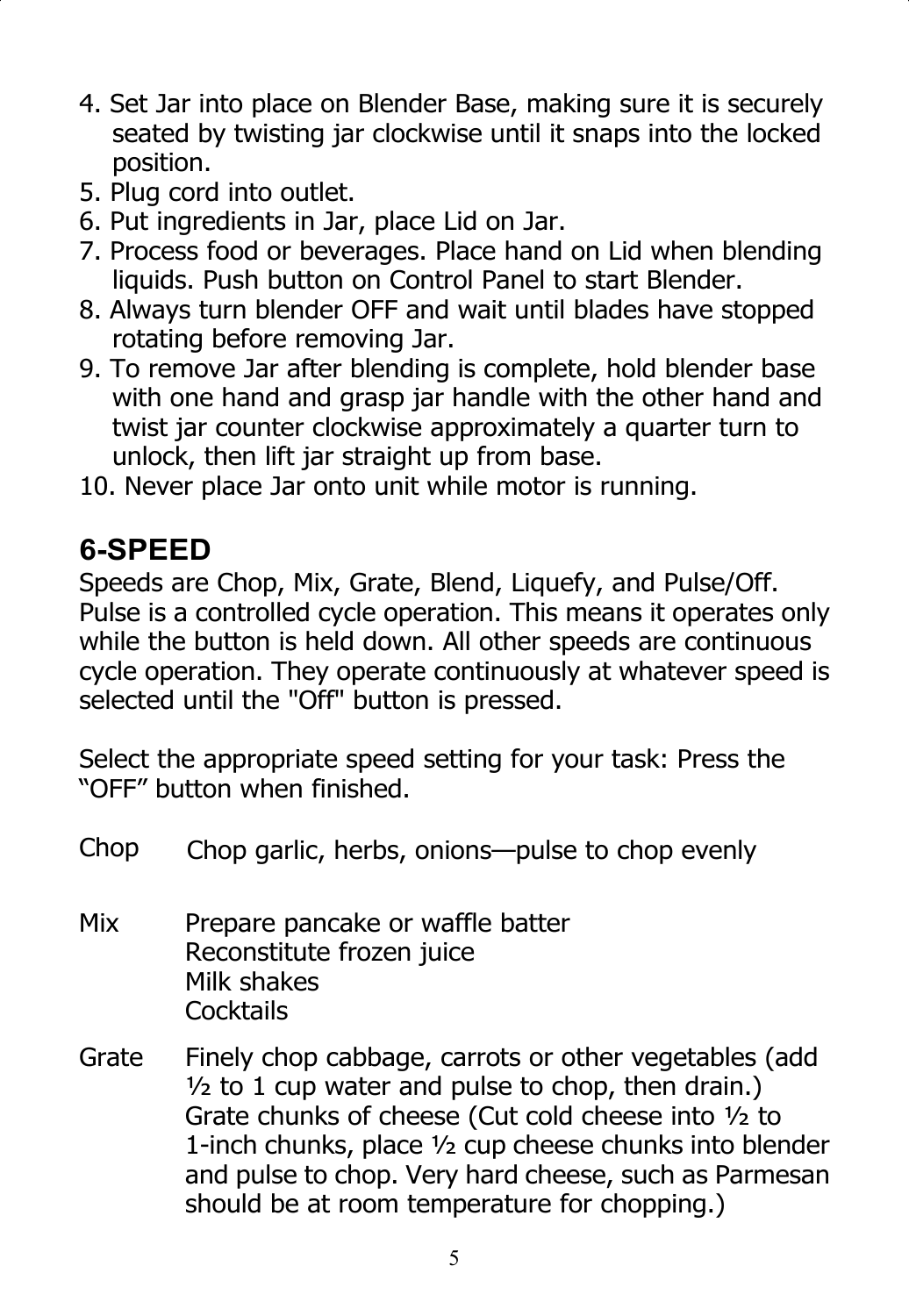4. Set Jar into place on Blender Base, making sure it is securely seated by twisting jar clockwise until it snaps into the locked position.
5. Plug cord into outlet.
6. Put ingredients in Jar, place Lid on Jar.
7. Process food or beverages. Place hand on Lid when blending liquids. Push button on Control Panel to start Blender.
8. Always turn blender OFF and wait until blades have stopped rotating before removing Jar.
9. To remove Jar after blending is complete, hold blender base with one hand and grasp jar handle with the other hand and twist jar counter clockwise approximately a quarter turn to unlock, then lift jar straight up from base.
10. Never place Jar onto unit while motor is running.

## 6-SPEED

Speeds are Chop, Mix, Grate, Blend, Liquefy, and Pulse/Off. Pulse is a controlled cycle operation. This means it operates only while the button is held down. All other speeds are continuous cycle operation. They operate continuously at whatever speed is selected until the "Off" button is pressed.

Select the appropriate speed setting for your task: Press the “OFF” button when finished.

| | |
|---|---|
| Chop | Chop garlic, herbs, onions—pulse to chop evenly |
| Mix | Prepare pancake or waffle batter<br>Reconstitute frozen juice<br>Milk shakes<br>Cocktails |
| Grate | Finely chop cabbage, carrots or other vegetables (add ½ to 1 cup water and pulse to chop, then drain.)<br>Grate chunks of cheese (Cut cold cheese into ½ to 1-inch chunks, place ½ cup cheese chunks into blender and pulse to chop. Very hard cheese, such as Parmesan should be at room temperature for chopping.) |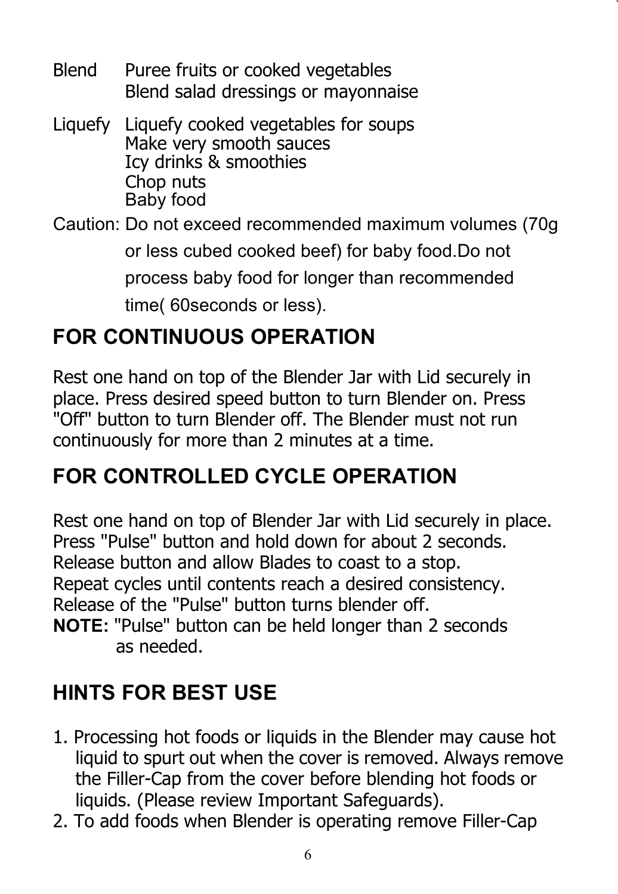| | |
|---|---|
| Blend | Puree fruits or cooked vegetables<br>Blend salad dressings or mayonnaise |
| Liquefy | Liquefy cooked vegetables for soups<br>Make very smooth sauces<br>Icy drinks & smoothies<br>Chop nuts<br>Baby food |

Caution: Do not exceed recommended maximum volumes (70g or less cubed cooked beef) for baby food.Do not process baby food for longer than recommended time( 60seconds or less).

## FOR CONTINUOUS OPERATION

Rest one hand on top of the Blender Jar with Lid securely in place. Press desired speed button to turn Blender on. Press "Off" button to turn Blender off. The Blender must not run continuously for more than 2 minutes at a time.

## FOR CONTROLLED CYCLE OPERATION

Rest one hand on top of Blender Jar with Lid securely in place. Press "Pulse" button and hold down for about 2 seconds. Release button and allow Blades to coast to a stop. Repeat cycles until contents reach a desired consistency. Release of the "Pulse" button turns blender off.

**NOTE:** "Pulse" button can be held longer than 2 seconds as needed.

## HINTS FOR BEST USE

1. Processing hot foods or liquids in the Blender may cause hot liquid to spurt out when the cover is removed. Always remove the Filler-Cap from the cover before blending hot foods or liquids. (Please review Important Safeguards).
2. To add foods when Blender is operating remove Filler-Cap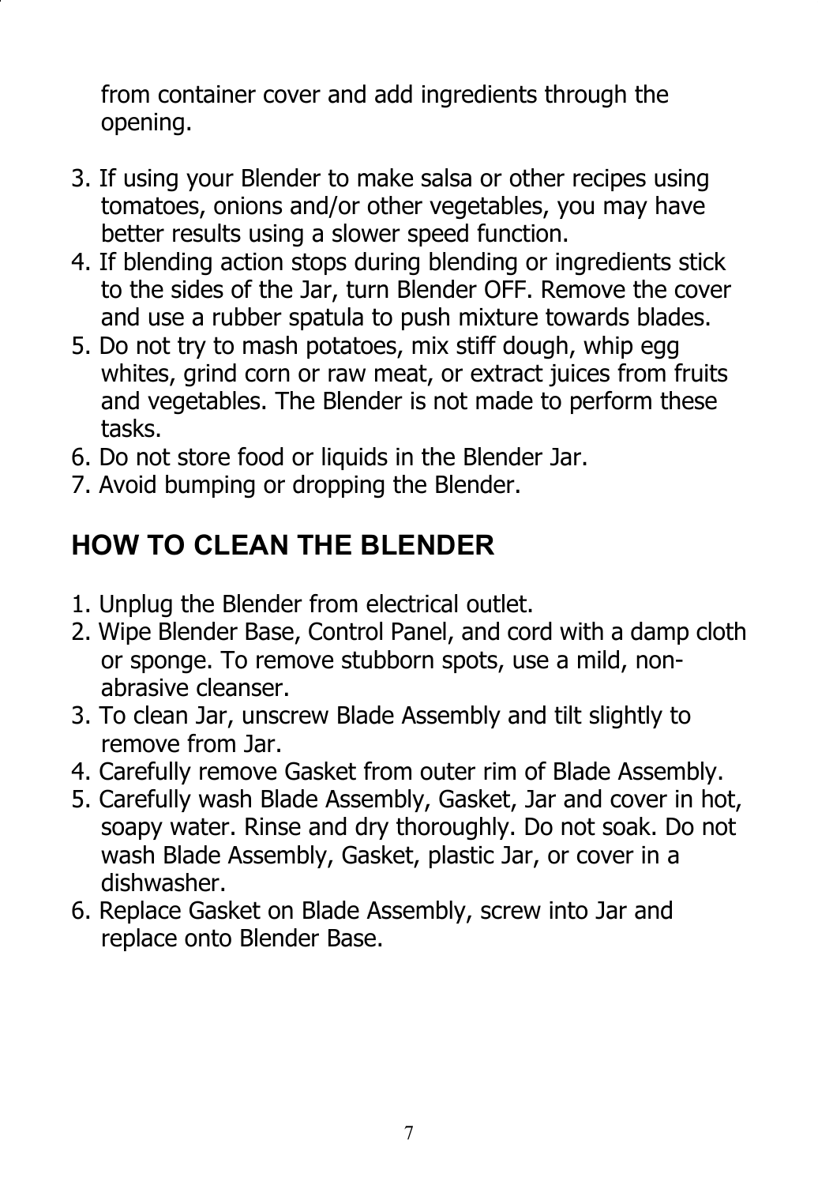from container cover and add ingredients through the opening.

3. If using your Blender to make salsa or other recipes using tomatoes, onions and/or other vegetables, you may have better results using a slower speed function.
4. If blending action stops during blending or ingredients stick to the sides of the Jar, turn Blender OFF. Remove the cover and use a rubber spatula to push mixture towards blades.
5. Do not try to mash potatoes, mix stiff dough, whip egg whites, grind corn or raw meat, or extract juices from fruits and vegetables. The Blender is not made to perform these tasks.
6. Do not store food or liquids in the Blender Jar.
7. Avoid bumping or dropping the Blender.

## HOW TO CLEAN THE BLENDER

1. Unplug the Blender from electrical outlet.
2. Wipe Blender Base, Control Panel, and cord with a damp cloth or sponge. To remove stubborn spots, use a mild, non-abrasive cleanser.
3. To clean Jar, unscrew Blade Assembly and tilt slightly to remove from Jar.
4. Carefully remove Gasket from outer rim of Blade Assembly.
5. Carefully wash Blade Assembly, Gasket, Jar and cover in hot, soapy water. Rinse and dry thoroughly. Do not soak. Do not wash Blade Assembly, Gasket, plastic Jar, or cover in a dishwasher.
6. Replace Gasket on Blade Assembly, screw into Jar and replace onto Blender Base.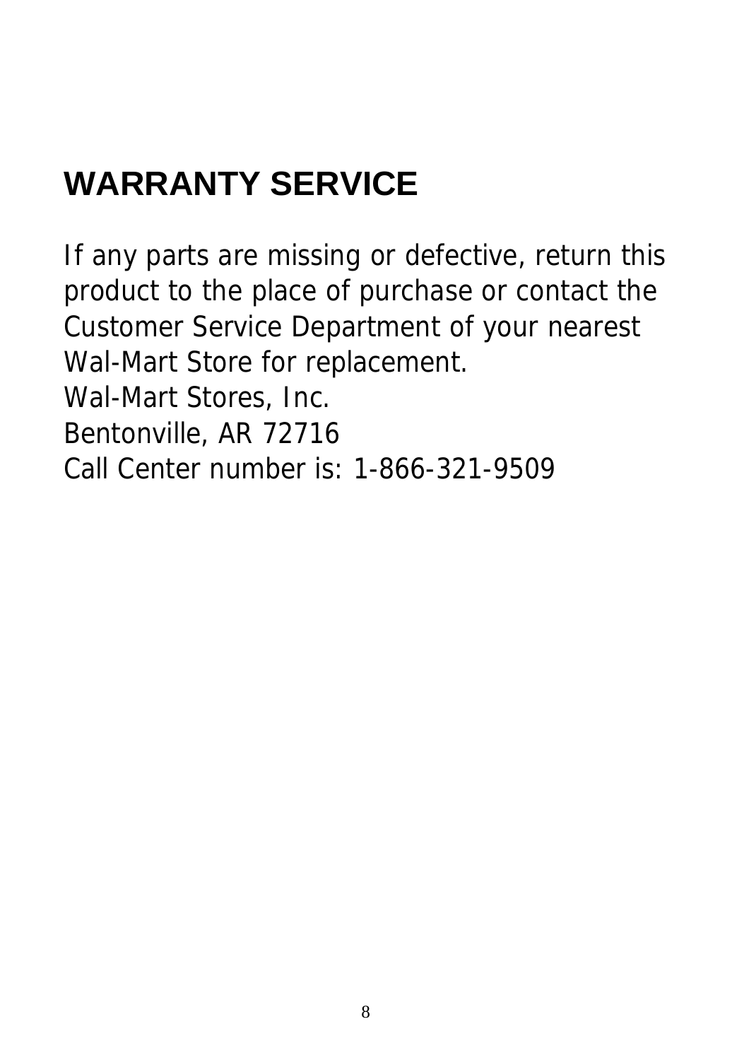# WARRANTY SERVICE

If any parts are missing or defective, return this product to the place of purchase or contact the Customer Service Department of your nearest Wal-Mart Store for replacement.
Wal-Mart Stores, Inc.
Bentonville, AR 72716
Call Center number is: 1-866-321-9509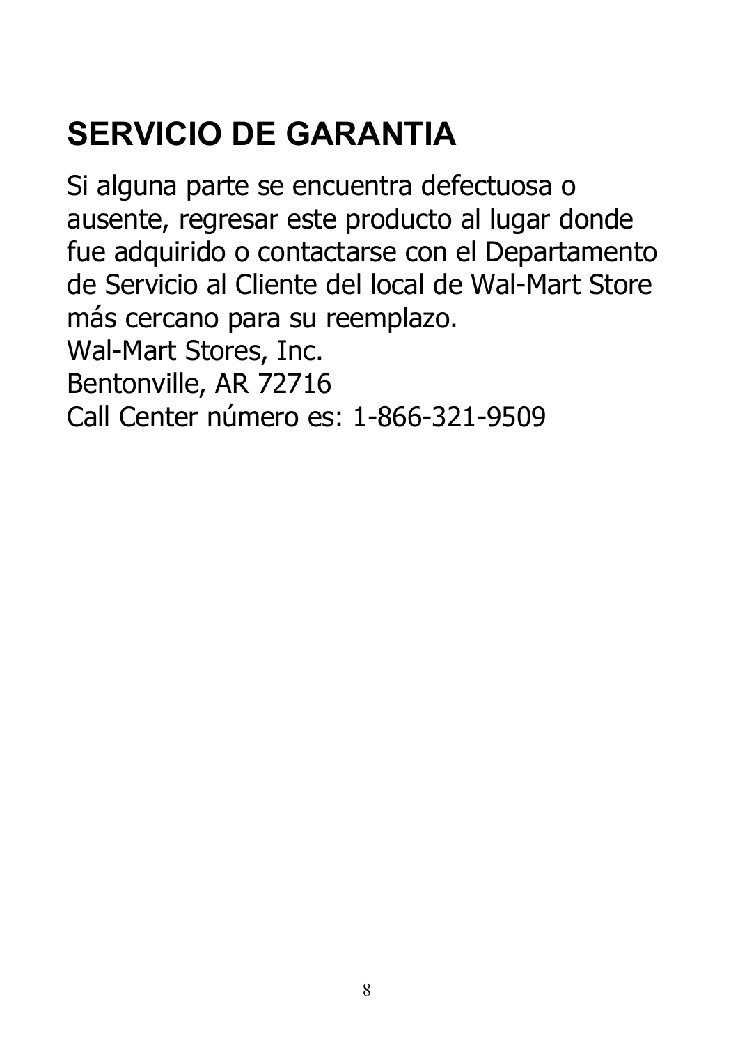# SERVICIO DE GARANTIA

Si alguna parte se encuentra defectuosa o ausente, regresar este producto al lugar donde fue adquirido o contactarse con el Departamento de Servicio al Cliente del local de Wal-Mart Store más cercano para su reemplazo.
Wal-Mart Stores, Inc.
Bentonville, AR 72716
Call Center número es: 1-866-321-9509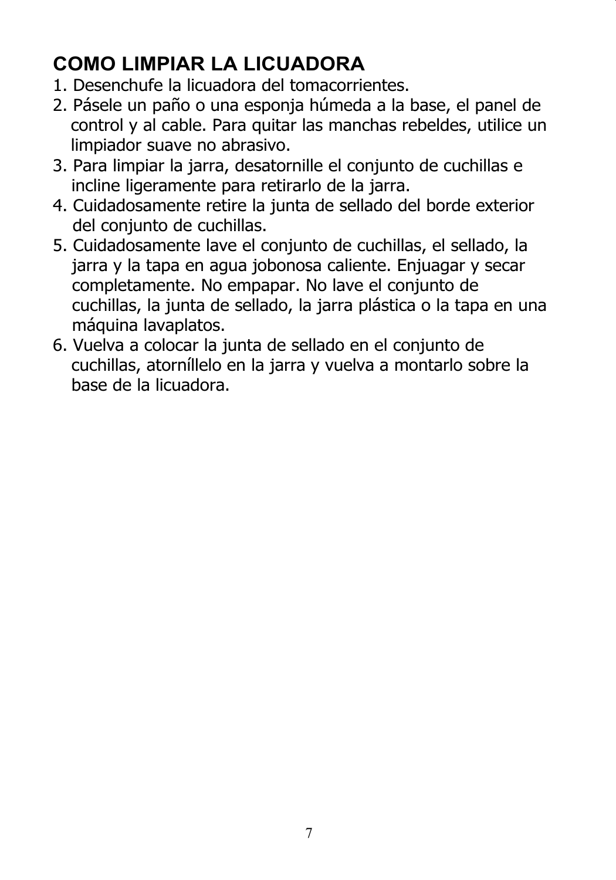## COMO LIMPIAR LA LICUADORA

1. Desenchufe la licuadora del tomacorrientes.
2. Pásele un paño o una esponja húmeda a la base, el panel de control y al cable. Para quitar las manchas rebeldes, utilice un limpiador suave no abrasivo.
3. Para limpiar la jarra, desatornille el conjunto de cuchillas e incline ligeramente para retirarlo de la jarra.
4. Cuidadosamente retire la junta de sellado del borde exterior del conjunto de cuchillas.
5. Cuidadosamente lave el conjunto de cuchillas, el sellado, la jarra y la tapa en agua jobonosa caliente. Enjuagar y secar completamente. No empapar. No lave el conjunto de cuchillas, la junta de sellado, la jarra plástica o la tapa en una máquina lavaplatos.
6. Vuelva a colocar la junta de sellado en el conjunto de cuchillas, atorníllelo en la jarra y vuelva a montarlo sobre la base de la licuadora.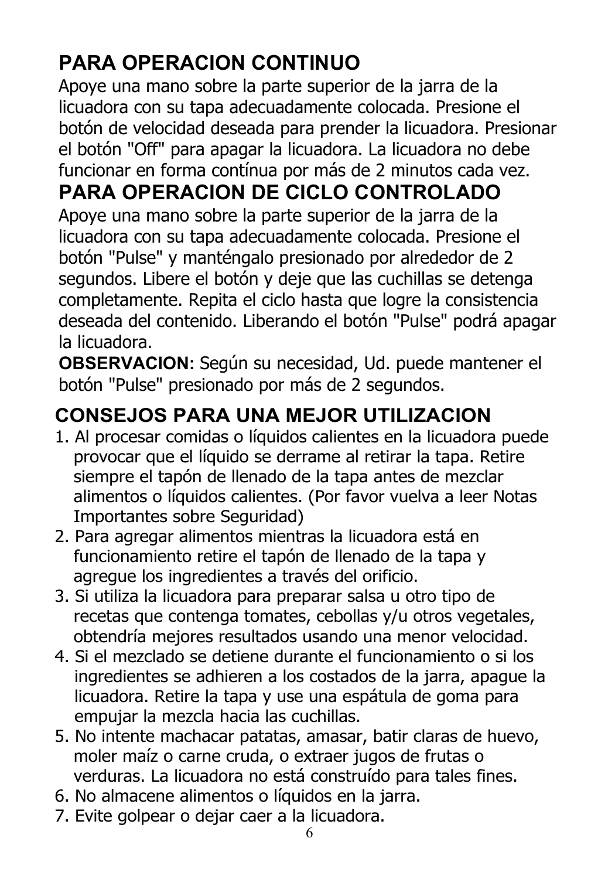## PARA OPERACION CONTINUO

Apoye una mano sobre la parte superior de la jarra de la licuadora con su tapa adecuadamente colocada. Presione el botón de velocidad deseada para prender la licuadora. Presionar el botón "Off" para apagar la licuadora. La licuadora no debe funcionar en forma contínua por más de 2 minutos cada vez.

## PARA OPERACION DE CICLO CONTROLADO

Apoye una mano sobre la parte superior de la jarra de la licuadora con su tapa adecuadamente colocada. Presione el botón "Pulse" y manténgalo presionado por alrededor de 2 segundos. Libere el botón y deje que las cuchillas se detenga completamente. Repita el ciclo hasta que logre la consistencia deseada del contenido. Liberando el botón "Pulse" podrá apagar la licuadora.

**OBSERVACION:** Según su necesidad, Ud. puede mantener el botón "Pulse" presionado por más de 2 segundos.

## CONSEJOS PARA UNA MEJOR UTILIZACION

1. Al procesar comidas o líquidos calientes en la licuadora puede provocar que el líquido se derrame al retirar la tapa. Retire siempre el tapón de llenado de la tapa antes de mezclar alimentos o líquidos calientes. (Por favor vuelva a leer Notas Importantes sobre Seguridad)
2. Para agregar alimentos mientras la licuadora está en funcionamiento retire el tapón de llenado de la tapa y agregue los ingredientes a través del orificio.
3. Si utiliza la licuadora para preparar salsa u otro tipo de recetas que contenga tomates, cebollas y/u otros vegetales, obtendría mejores resultados usando una menor velocidad.
4. Si el mezclado se detiene durante el funcionamiento o si los ingredientes se adhieren a los costados de la jarra, apague la licuadora. Retire la tapa y use una espátula de goma para empujar la mezcla hacia las cuchillas.
5. No intente machacar patatas, amasar, batir claras de huevo, moler maíz o carne cruda, o extraer jugos de frutas o verduras. La licuadora no está construído para tales fines.
6. No almacene alimentos o líquidos en la jarra.
7. Evite golpear o dejar caer a la licuadora.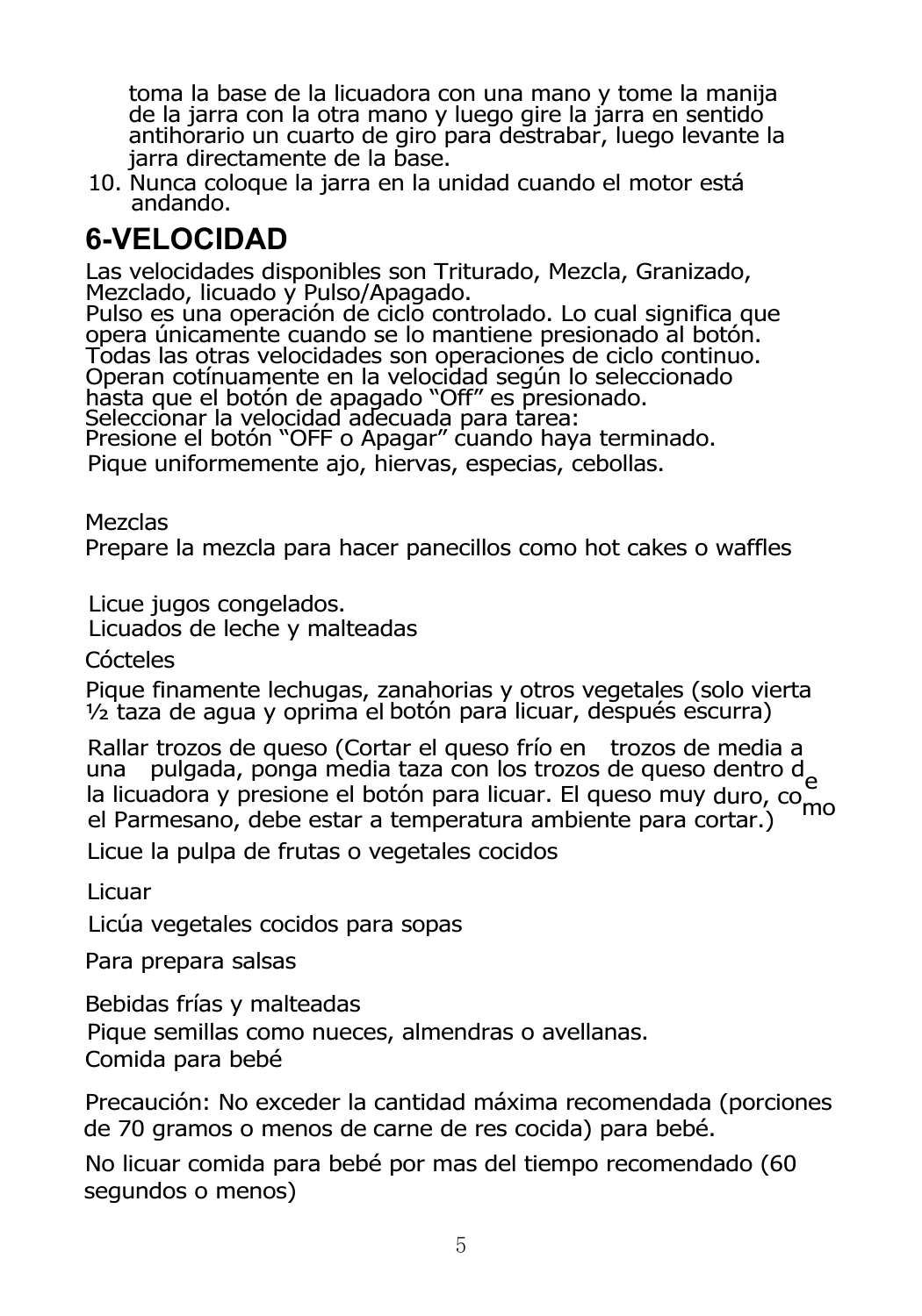toma la base de la licuadora con una mano y tome la manija de la jarra con la otra mano y luego gire la jarra en sentido antihorario un cuarto de giro para destrabar, luego levante la jarra directamente de la base.

10. Nunca coloque la jarra en la unidad cuando el motor está andando.

## 6-VELOCIDAD

Las velocidades disponibles son Triturado, Mezcla, Granizado, Mezclado, licuado y Pulso/Apagado.
Pulso es una operación de ciclo controlado. Lo cual significa que opera únicamente cuando se lo mantiene presionado al botón. Todas las otras velocidades son operaciones de ciclo continuo. Operan cotínuamente en la velocidad según lo seleccionado hasta que el botón de apagado "Off" es presionado.
Seleccionar la velocidad adecuada para tarea:
Presione el botón "OFF o Apagar" cuando haya terminado.
Pique uniformemente ajo, hiervas, especias, cebollas.

Mezclas

Prepare la mezcla para hacer panecillos como hot cakes o waffles

Licue jugos congelados.
Licuados de leche y malteadas

Cócteles

Pique finamente lechugas, zanahorias y otros vegetales (solo vierta ½ taza de agua y oprima el botón para licuar, después escurra)

Rallar trozos de queso (Cortar el queso frío en trozos de media a una pulgada, ponga media taza con los trozos de queso dentro de la licuadora y presione el botón para licuar. El queso muy duro, como el Parmesano, debe estar a temperatura ambiente para cortar.)

Licue la pulpa de frutas o vegetales cocidos

Licuar

Licúa vegetales cocidos para sopas

Para prepara salsas

Bebidas frías y malteadas
Pique semillas como nueces, almendras o avellanas.
Comida para bebé

Precaución: No exceder la cantidad máxima recomendada (porciones de 70 gramos o menos de carne de res cocida) para bebé.

No licuar comida para bebé por mas del tiempo recomendado (60 segundos o menos)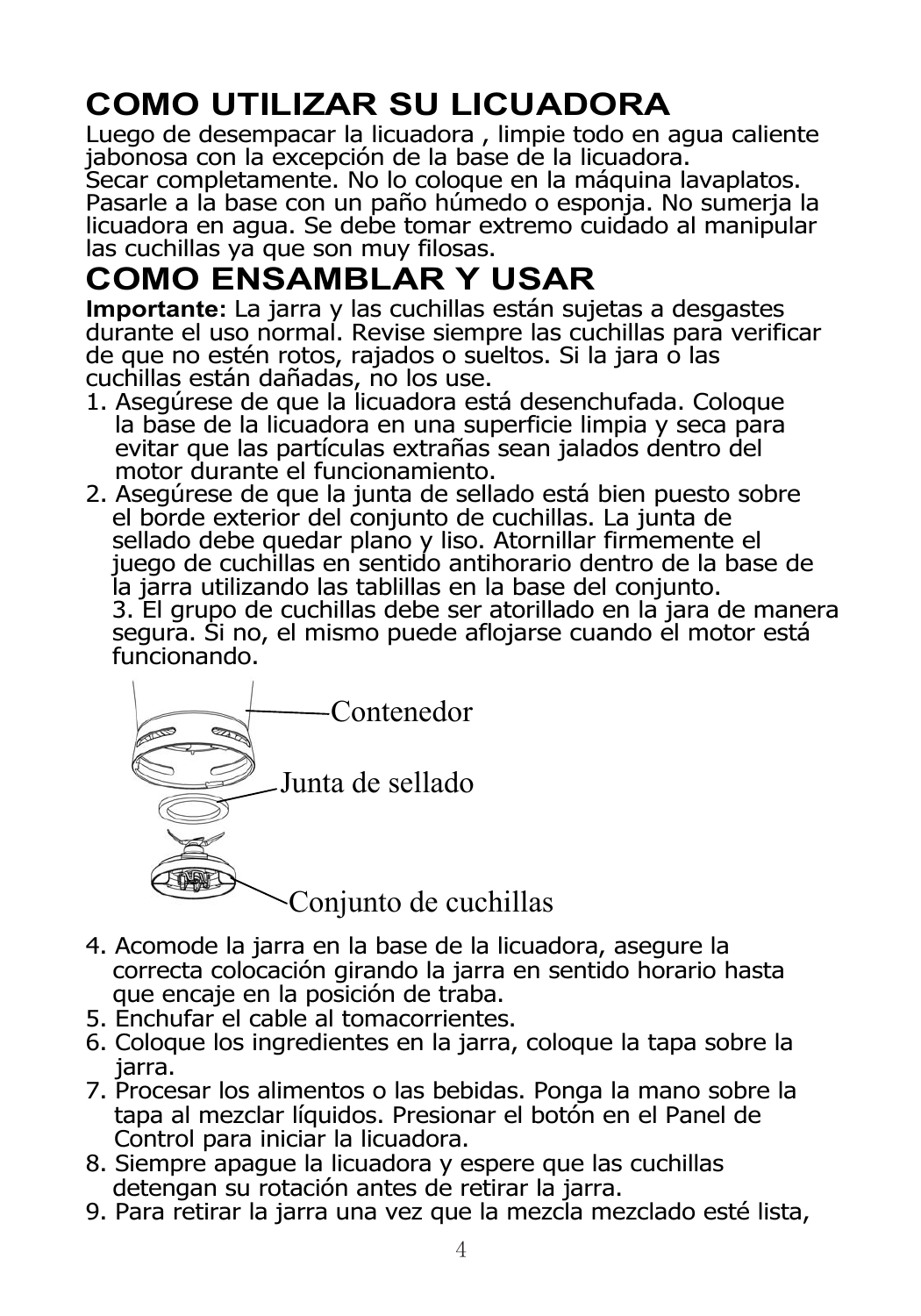# COMO UTILIZAR SU LICUADORA

Luego de desempacar la licuadora , limpie todo en agua caliente jabonosa con la excepción de la base de la licuadora.
Secar completamente. No lo coloque en la máquina lavaplatos.
Pasarle a la base con un paño húmedo o esponja. No sumerja la licuadora en agua. Se debe tomar extremo cuidado al manipular las cuchillas ya que son muy filosas.

# COMO ENSAMBLAR Y USAR

**Importante:** La jarra y las cuchillas están sujetas a desgastes durante el uso normal. Revise siempre las cuchillas para verificar de que no estén rotos, rajados o sueltos. Si la jara o las cuchillas están dañadas, no los use.

1. Asegúrese de que la licuadora está desenchufada. Coloque la base de la licuadora en una superficie limpia y seca para evitar que las partículas extrañas sean jalados dentro del motor durante el funcionamiento.
2. Asegúrese de que la junta de sellado está bien puesto sobre el borde exterior del conjunto de cuchillas. La junta de sellado debe quedar plano y liso. Atornillar firmemente el juego de cuchillas en sentido antihorario dentro de la base de la jarra utilizando las tablillas en la base del conjunto.
3. El grupo de cuchillas debe ser atorillado en la jara de manera segura. Si no, el mismo puede aflojarse cuando el motor está funcionando.

Contenedor

Junta de sellado

Conjunto de cuchillas

4. Acomode la jarra en la base de la licuadora, asegure la correcta colocación girando la jarra en sentido horario hasta que encaje en la posición de traba.
5. Enchufar el cable al tomacorrientes.
6. Coloque los ingredientes en la jarra, coloque la tapa sobre la jarra.
7. Procesar los alimentos o las bebidas. Ponga la mano sobre la tapa al mezclar líquidos. Presionar el botón en el Panel de Control para iniciar la licuadora.
8. Siempre apague la licuadora y espere que las cuchillas detengan su rotación antes de retirar la jarra.
9. Para retirar la jarra una vez que la mezcla mezclado esté lista,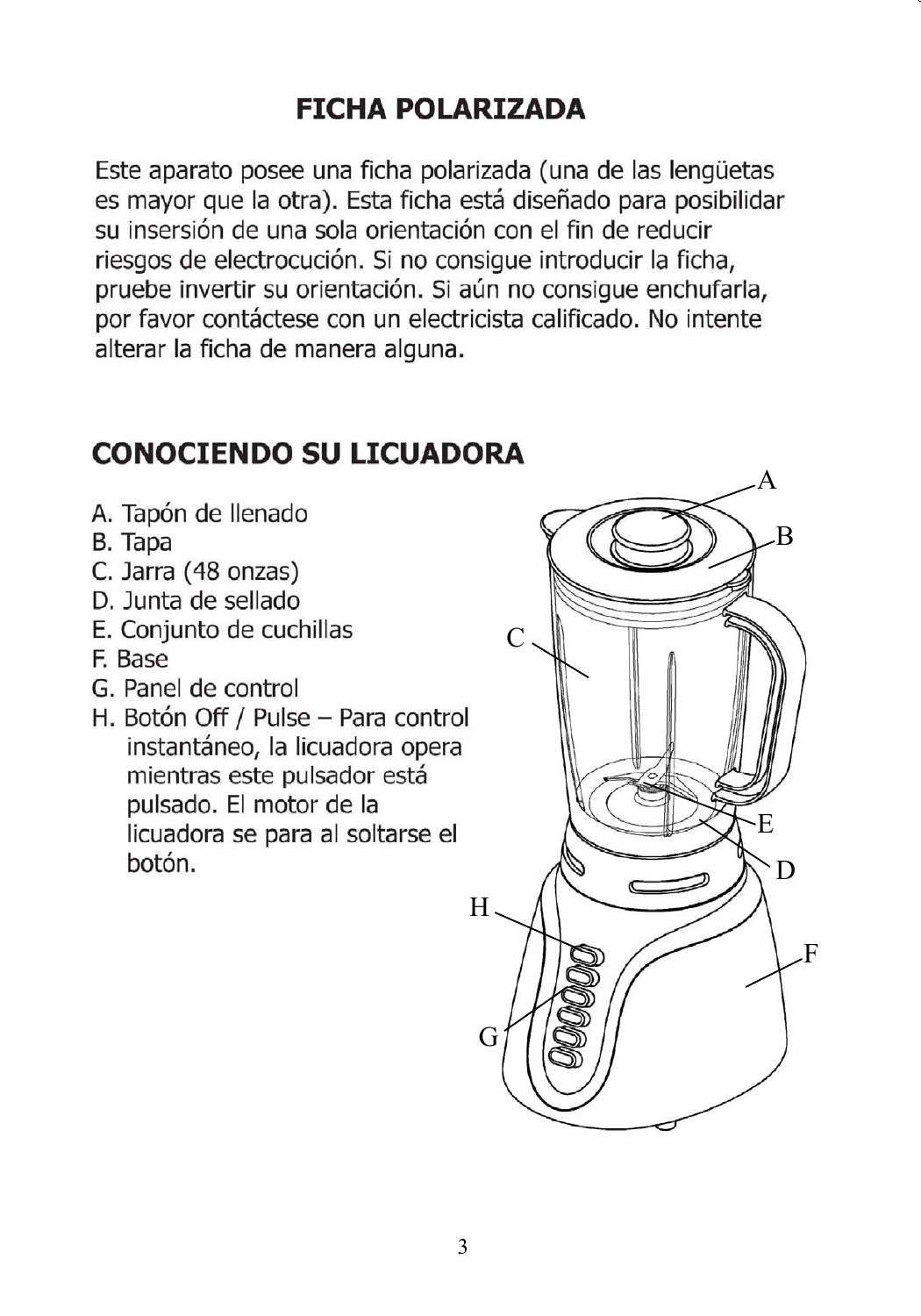# FICHA POLARIZADA

Este aparato posee una ficha polarizada (una de las lengüetas es mayor que la otra). Esta ficha está diseñado para posibilidar su inserción de una sola orientación con el fin de reducir riesgos de electrocución. Si no consigue introducir la ficha, pruebe invertir su orientación. Si aún no consigue enchufarla, por favor contáctese con un electricista calificado. No intente alterar la ficha de manera alguna.

# CONOCIENDO SU LICUADORA

A. Tapón de llenado
B. Tapa
C. Jarra (48 onzas)
D. Junta de sellado
E. Conjunto de cuchillas
F. Base
G. Panel de control
H. Botón Off / Pulse – Para control instantáneo, la licuadora opera mientras este pulsador está pulsado. El motor de la licuadora se para al soltarse el botón.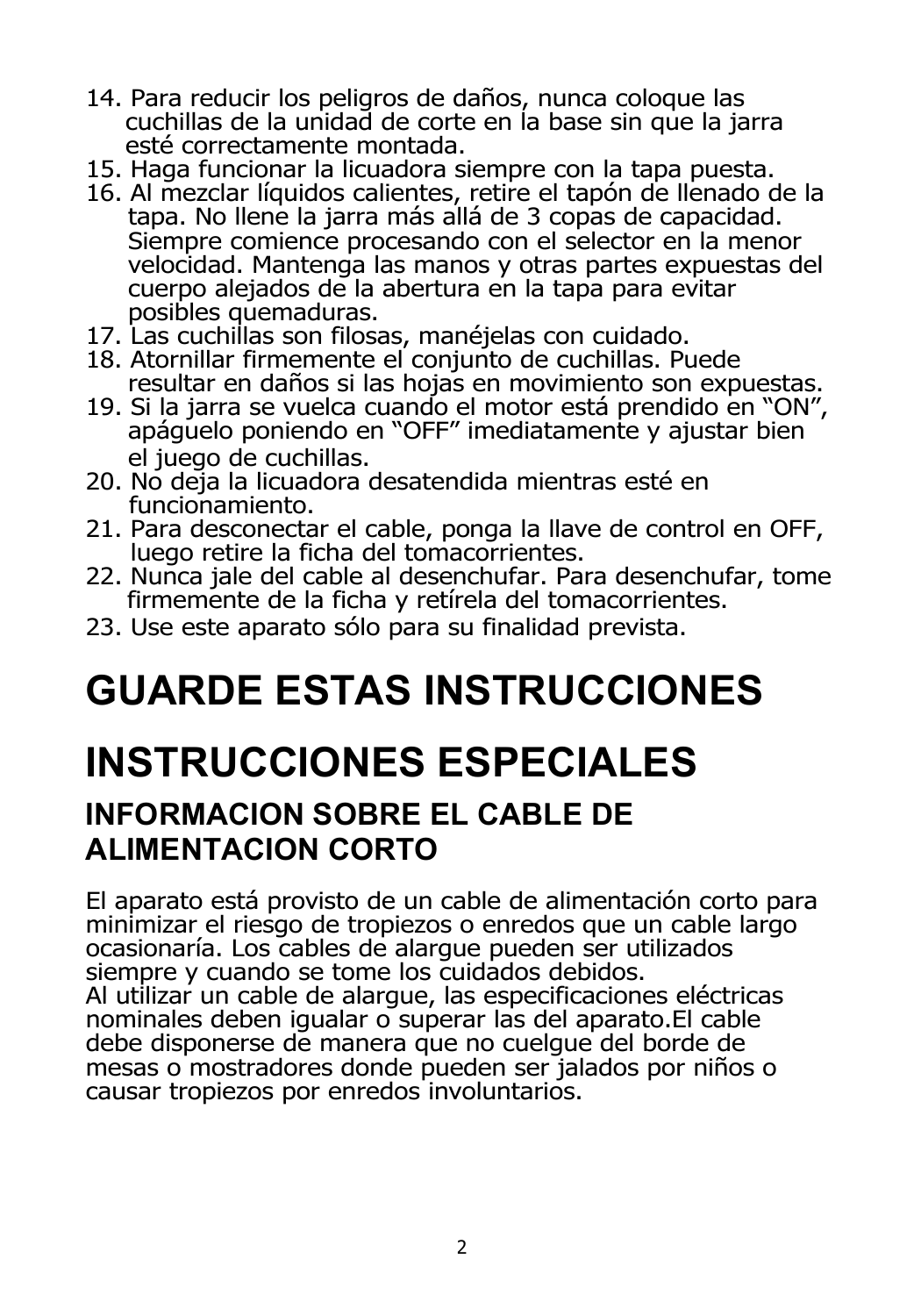14. Para reducir los peligros de daños, nunca coloque las cuchillas de la unidad de corte en la base sin que la jarra esté correctamente montada.
15. Haga funcionar la licuadora siempre con la tapa puesta.
16. Al mezclar líquidos calientes, retire el tapón de llenado de la tapa. No llene la jarra más allá de 3 copas de capacidad. Siempre comience procesando con el selector en la menor velocidad. Mantenga las manos y otras partes expuestas del cuerpo alejados de la abertura en la tapa para evitar posibles quemaduras.
17. Las cuchillas son filosas, manéjelas con cuidado.
18. Atornillar firmemente el conjunto de cuchillas. Puede resultar en daños si las hojas en movimiento son expuestas.
19. Si la jarra se vuelca cuando el motor está prendido en "ON", apáguelo poniendo en "OFF" imediatamente y ajustar bien el juego de cuchillas.
20. No deja la licuadora desatendida mientras esté en funcionamiento.
21. Para desconectar el cable, ponga la llave de control en OFF, luego retire la ficha del tomacorrientes.
22. Nunca jale del cable al desenchufar. Para desenchufar, tome firmemente de la ficha y retírela del tomacorrientes.
23. Use este aparato sólo para su finalidad prevista.

# GUARDE ESTAS INSTRUCCIONES

# INSTRUCCIONES ESPECIALES

## INFORMACION SOBRE EL CABLE DE ALIMENTACION CORTO

El aparato está provisto de un cable de alimentación corto para minimizar el riesgo de tropiezos o enredos que un cable largo ocasionaría. Los cables de alargue pueden ser utilizados siempre y cuando se tome los cuidados debidos.
Al utilizar un cable de alargue, las especificaciones eléctricas nominales deben igualar o superar las del aparato.El cable debe disponerse de manera que no cuelgue del borde de mesas o mostradores donde pueden ser jalados por niños o causar tropiezos por enredos involuntarios.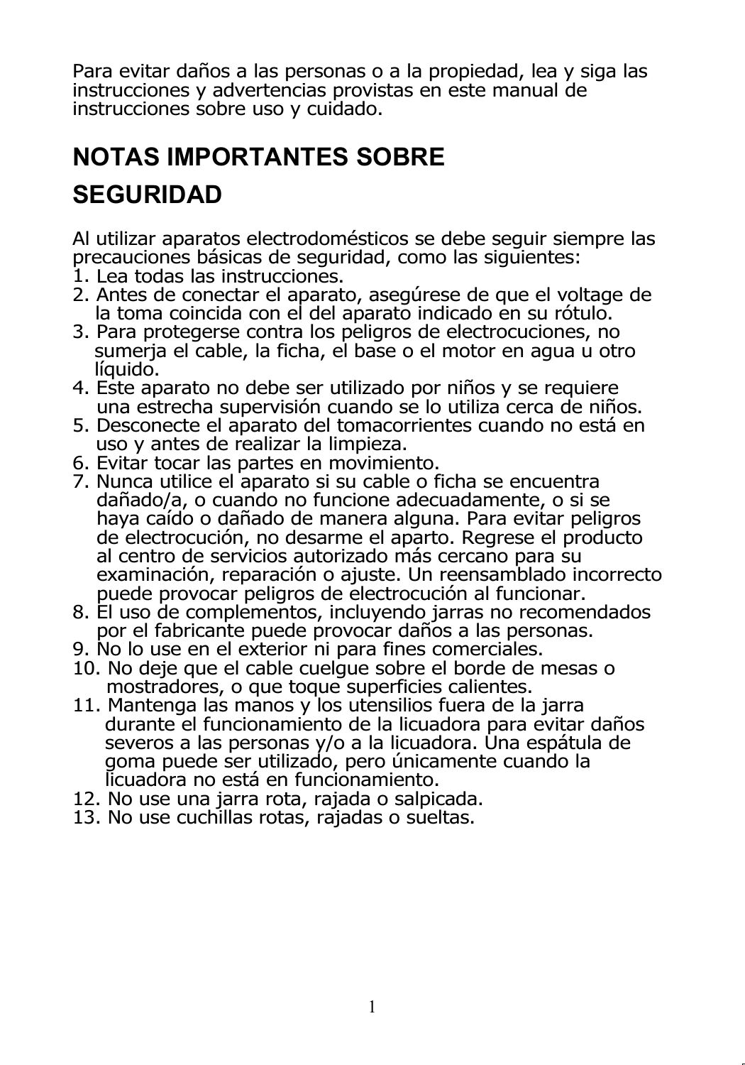Para evitar daños a las personas o a la propiedad, lea y siga las instrucciones y advertencias provistas en este manual de instrucciones sobre uso y cuidado.

## NOTAS IMPORTANTES SOBRE SEGURIDAD

Al utilizar aparatos electrodomésticos se debe seguir siempre las precauciones básicas de seguridad, como las siguientes:

1. Lea todas las instrucciones.
2. Antes de conectar el aparato, asegúrese de que el voltage de la toma coincida con el del aparato indicado en su rótulo.
3. Para protegerse contra los peligros de electrocuciones, no sumerja el cable, la ficha, el base o el motor en agua u otro líquido.
4. Este aparato no debe ser utilizado por niños y se requiere una estrecha supervisión cuando se lo utiliza cerca de niños.
5. Desconecte el aparato del tomacorrientes cuando no está en uso y antes de realizar la limpieza.
6. Evitar tocar las partes en movimiento.
7. Nunca utilice el aparato si su cable o ficha se encuentra dañado/a, o cuando no funcione adecuadamente, o si se haya caído o dañado de manera alguna. Para evitar peligros de electrocución, no desarme el aparto. Regrese el producto al centro de servicios autorizado más cercano para su examinación, reparación o ajuste. Un reensamblado incorrecto puede provocar peligros de electrocución al funcionar.
8. El uso de complementos, incluyendo jarras no recomendados por el fabricante puede provocar daños a las personas.
9. No lo use en el exterior ni para fines comerciales.
10. No deje que el cable cuelgue sobre el borde de mesas o mostradores, o que toque superficies calientes.
11. Mantenga las manos y los utensilios fuera de la jarra durante el funcionamiento de la licuadora para evitar daños severos a las personas y/o a la licuadora. Una espátula de goma puede ser utilizado, pero únicamente cuando la licuadora no está en funcionamiento.
12. No use una jarra rota, rajada o salpicada.
13. No use cuchillas rotas, rajadas o sueltas.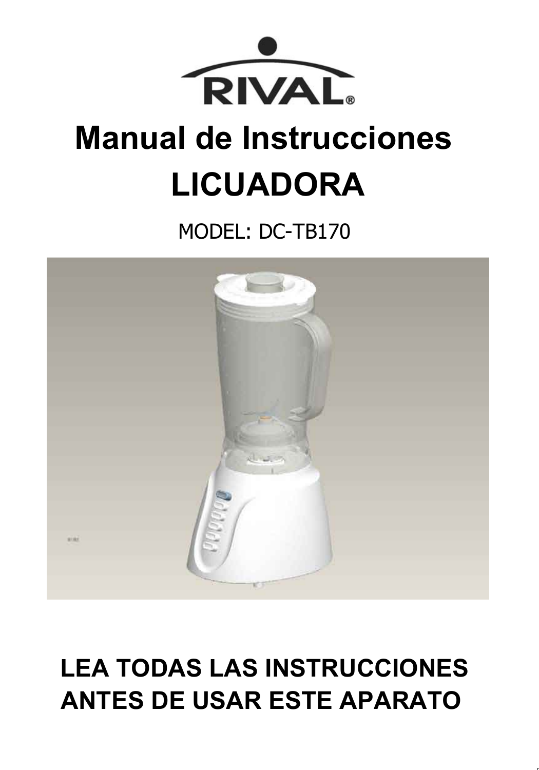RIVAL®

# Manual de Instrucciones

# LICUADORA

MODEL: DC-TB170

## LEA TODAS LAS INSTRUCCIONES ANTES DE USAR ESTE APARATO